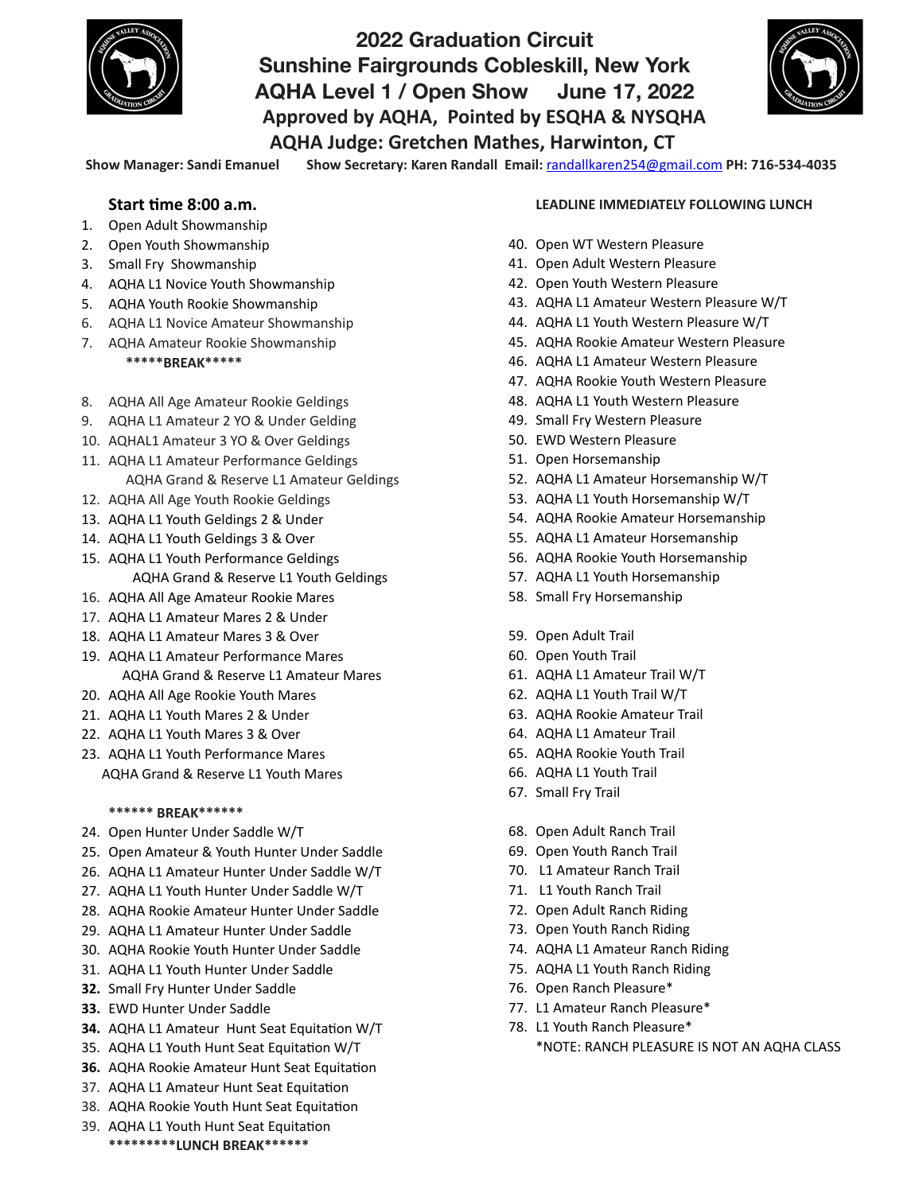# 2022 Graduation Circuit

## Sunshine Fairgrounds Cobleskill, New York

## AQHA Level 1 / Open Show June 17, 2022

### Approved by AQHA, Pointed by ESQHA & NYSQHA

### AQHA Judge: Gretchen Mathes, Harwinton, CT

**Show Manager: Sandi Emanuel Show Secretary: Karen Randall Email:** randallkaren254@gmail.com **PH: 716-534-4035**

**Start time 8:00 a.m.**

1. Open Adult Showmanship
2. Open Youth Showmanship
3. Small Fry Showmanship
4. AQHA L1 Novice Youth Showmanship
5. AQHA Youth Rookie Showmanship
6. AQHA L1 Novice Amateur Showmanship
7. AQHA Amateur Rookie Showmanship

**\*\*\*\*\*BREAK\*\*\*\*\***

8. AQHA All Age Amateur Rookie Geldings
9. AQHA L1 Amateur 2 YO & Under Gelding
10. AQHAL1 Amateur 3 YO & Over Geldings
11. AQHA L1 Amateur Performance Geldings
    AQHA Grand & Reserve L1 Amateur Geldings
12. AQHA All Age Youth Rookie Geldings
13. AQHA L1 Youth Geldings 2 & Under
14. AQHA L1 Youth Geldings 3 & Over
15. AQHA L1 Youth Performance Geldings
    AQHA Grand & Reserve L1 Youth Geldings
16. AQHA All Age Amateur Rookie Mares
17. AQHA L1 Amateur Mares 2 & Under
18. AQHA L1 Amateur Mares 3 & Over
19. AQHA L1 Amateur Performance Mares
    AQHA Grand & Reserve L1 Amateur Mares
20. AQHA All Age Rookie Youth Mares
21. AQHA L1 Youth Mares 2 & Under
22. AQHA L1 Youth Mares 3 & Over
23. AQHA L1 Youth Performance Mares
    AQHA Grand & Reserve L1 Youth Mares

**\*\*\*\*\*\* BREAK\*\*\*\*\*\***

24. Open Hunter Under Saddle W/T
25. Open Amateur & Youth Hunter Under Saddle
26. AQHA L1 Amateur Hunter Under Saddle W/T
27. AQHA L1 Youth Hunter Under Saddle W/T
28. AQHA Rookie Amateur Hunter Under Saddle
29. AQHA L1 Amateur Hunter Under Saddle
30. AQHA Rookie Youth Hunter Under Saddle
31. AQHA L1 Youth Hunter Under Saddle
32. Small Fry Hunter Under Saddle
33. EWD Hunter Under Saddle
34. AQHA L1 Amateur Hunt Seat Equitation W/T
35. AQHA L1 Youth Hunt Seat Equitation W/T
36. AQHA Rookie Amateur Hunt Seat Equitation
37. AQHA L1 Amateur Hunt Seat Equitation
38. AQHA Rookie Youth Hunt Seat Equitation
39. AQHA L1 Youth Hunt Seat Equitation

**\*\*\*\*\*\*\*\*\*LUNCH BREAK\*\*\*\*\*\***

**LEADLINE IMMEDIATELY FOLLOWING LUNCH**

40. Open WT Western Pleasure
41. Open Adult Western Pleasure
42. Open Youth Western Pleasure
43. AQHA L1 Amateur Western Pleasure W/T
44. AQHA L1 Youth Western Pleasure W/T
45. AQHA Rookie Amateur Western Pleasure
46. AQHA L1 Amateur Western Pleasure
47. AQHA Rookie Youth Western Pleasure
48. AQHA L1 Youth Western Pleasure
49. Small Fry Western Pleasure
50. EWD Western Pleasure
51. Open Horsemanship
52. AQHA L1 Amateur Horsemanship W/T
53. AQHA L1 Youth Horsemanship W/T
54. AQHA Rookie Amateur Horsemanship
55. AQHA L1 Amateur Horsemanship
56. AQHA Rookie Youth Horsemanship
57. AQHA L1 Youth Horsemanship
58. Small Fry Horsemanship

59. Open Adult Trail
60. Open Youth Trail
61. AQHA L1 Amateur Trail W/T
62. AQHA L1 Youth Trail W/T
63. AQHA Rookie Amateur Trail
64. AQHA L1 Amateur Trail
65. AQHA Rookie Youth Trail
66. AQHA L1 Youth Trail
67. Small Fry Trail

68. Open Adult Ranch Trail
69. Open Youth Ranch Trail
70. L1 Amateur Ranch Trail
71. L1 Youth Ranch Trail
72. Open Adult Ranch Riding
73. Open Youth Ranch Riding
74. AQHA L1 Amateur Ranch Riding
75. AQHA L1 Youth Ranch Riding
76. Open Ranch Pleasure*
77. L1 Amateur Ranch Pleasure*
78. L1 Youth Ranch Pleasure*

*NOTE: RANCH PLEASURE IS NOT AN AQHA CLASS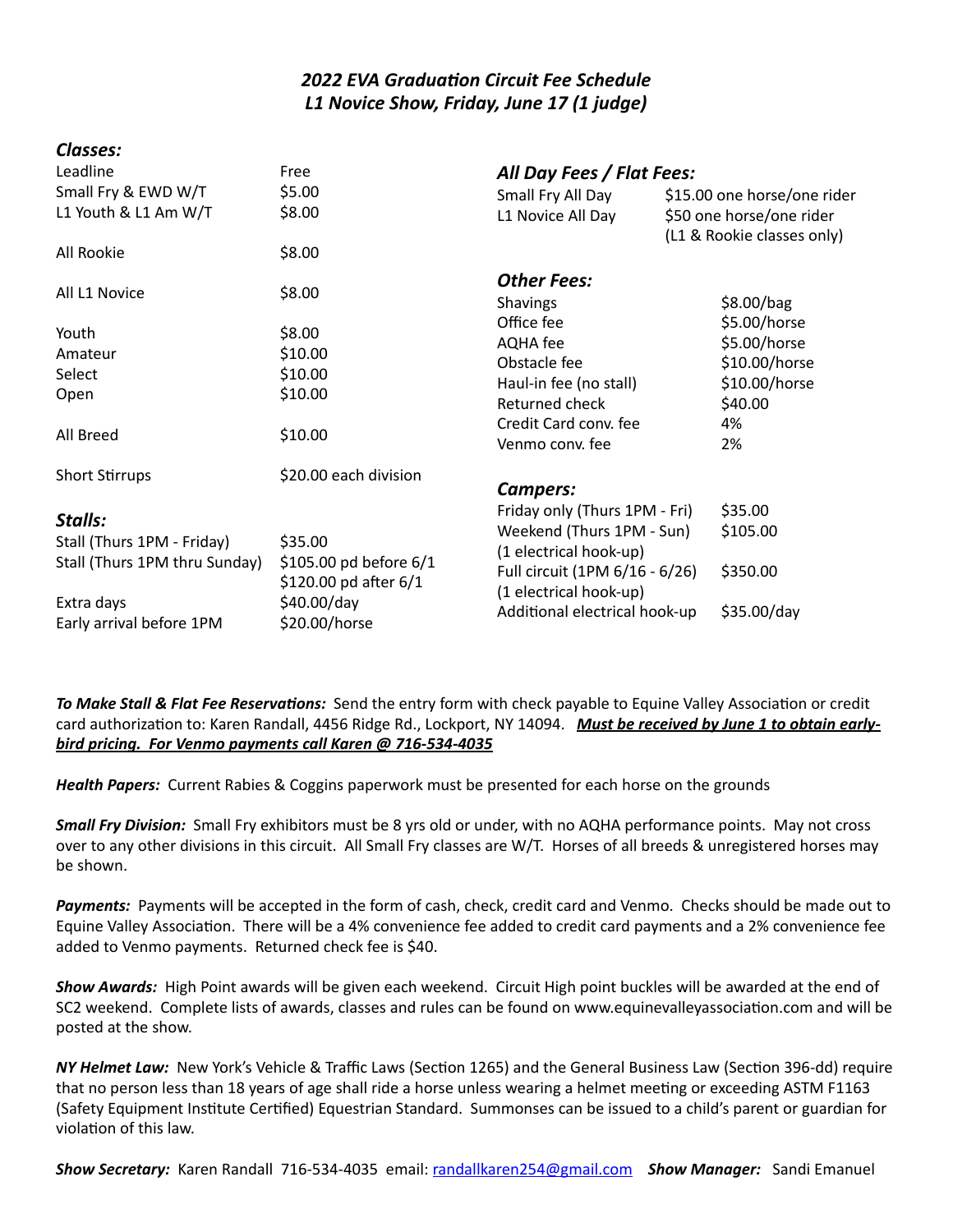# *2022 EVA Graduation Circuit Fee Schedule*
# *L1 Novice Show, Friday, June 17 (1 judge)*

### *Classes:*

| | |
|---|---|
| Leadline | Free |
| Small Fry & EWD W/T | $5.00 |
| L1 Youth & L1 Am W/T | $8.00 |
| All Rookie | $8.00 |
| All L1 Novice | $8.00 |
| Youth | $8.00 |
| Amateur | $10.00 |
| Select | $10.00 |
| Open | $10.00 |
| All Breed | $10.00 |
| Short Stirrups | $20.00 each division |

### *Stalls:*

| | |
|---|---|
| Stall (Thurs 1PM - Friday) | $35.00 |
| Stall (Thurs 1PM thru Sunday) | $105.00 pd before 6/1<br>$120.00 pd after 6/1 |
| Extra days | $40.00/day |
| Early arrival before 1PM | $20.00/horse |

### *All Day Fees / Flat Fees:*

| | |
|---|---|
| Small Fry All Day | $15.00 one horse/one rider |
| L1 Novice All Day | $50 one horse/one rider (L1 & Rookie classes only) |

### *Other Fees:*

| | |
|---|---|
| Shavings | $8.00/bag |
| Office fee | $5.00/horse |
| AQHA fee | $5.00/horse |
| Obstacle fee | $10.00/horse |
| Haul-in fee (no stall) | $10.00/horse |
| Returned check | $40.00 |
| Credit Card conv. fee | 4% |
| Venmo conv. fee | 2% |

### *Campers:*

| | |
|---|---|
| Friday only (Thurs 1PM - Fri) | $35.00 |
| Weekend (Thurs 1PM - Sun) (1 electrical hook-up) | $105.00 |
| Full circuit (1PM 6/16 - 6/26) (1 electrical hook-up) | $350.00 |
| Additional electrical hook-up | $35.00/day |

***To Make Stall & Flat Fee Reservations:*** Send the entry form with check payable to Equine Valley Association or credit card authorization to: Karen Randall, 4456 Ridge Rd., Lockport, NY 14094. ***Must be received by June 1 to obtain early-bird pricing. For Venmo payments call Karen @ 716-534-4035***

***Health Papers:*** Current Rabies & Coggins paperwork must be presented for each horse on the grounds

***Small Fry Division:*** Small Fry exhibitors must be 8 yrs old or under, with no AQHA performance points. May not cross over to any other divisions in this circuit. All Small Fry classes are W/T. Horses of all breeds & unregistered horses may be shown.

***Payments:*** Payments will be accepted in the form of cash, check, credit card and Venmo. Checks should be made out to Equine Valley Association. There will be a 4% convenience fee added to credit card payments and a 2% convenience fee added to Venmo payments. Returned check fee is $40.

***Show Awards:*** High Point awards will be given each weekend. Circuit High point buckles will be awarded at the end of SC2 weekend. Complete lists of awards, classes and rules can be found on www.equinevalleyassociation.com and will be posted at the show.

***NY Helmet Law:*** New York's Vehicle & Traffic Laws (Section 1265) and the General Business Law (Section 396-dd) require that no person less than 18 years of age shall ride a horse unless wearing a helmet meeting or exceeding ASTM F1163 (Safety Equipment Institute Certified) Equestrian Standard. Summonses can be issued to a child's parent or guardian for violation of this law.

***Show Secretary:*** Karen Randall 716-534-4035 email: randallkaren254@gmail.com ***Show Manager:*** Sandi Emanuel